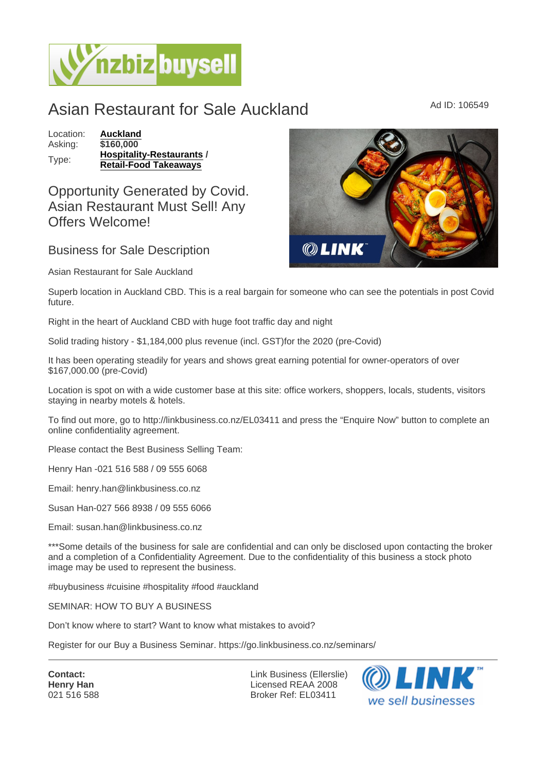# Asian Restaurant for Sale Auckland

Ad ID: 106549

| | |
|---|---|
| Location: | **Auckland** |
| Asking: | **$160,000** |
| Type: | **Hospitality-Restaurants** / **Retail-Food Takeaways** |

## Opportunity Generated by Covid. Asian Restaurant Must Sell! Any Offers Welcome!

### Business for Sale Description

Asian Restaurant for Sale Auckland

Superb location in Auckland CBD. This is a real bargain for someone who can see the potentials in post Covid future.

Right in the heart of Auckland CBD with huge foot traffic day and night

Solid trading history - $1,184,000 plus revenue (incl. GST)for the 2020 (pre-Covid)

It has been operating steadily for years and shows great earning potential for owner-operators of over $167,000.00 (pre-Covid)

Location is spot on with a wide customer base at this site: office workers, shoppers, locals, students, visitors staying in nearby motels & hotels.

To find out more, go to http://linkbusiness.co.nz/EL03411 and press the "Enquire Now" button to complete an online confidentiality agreement.

Please contact the Best Business Selling Team:

Henry Han -021 516 588 / 09 555 6068

Email: henry.han@linkbusiness.co.nz

Susan Han-027 566 8938 / 09 555 6066

Email: susan.han@linkbusiness.co.nz

***Some details of the business for sale are confidential and can only be disclosed upon contacting the broker and a completion of a Confidentiality Agreement. Due to the confidentiality of this business a stock photo image may be used to represent the business.

#buybusiness #cuisine #hospitality #food #auckland

SEMINAR: HOW TO BUY A BUSINESS

Don't know where to start? Want to know what mistakes to avoid?

Register for our Buy a Business Seminar. https://go.linkbusiness.co.nz/seminars/

---

**Contact:**
**Henry Han**
021 516 588

Link Business (Ellerslie)
Licensed REAA 2008
Broker Ref: EL03411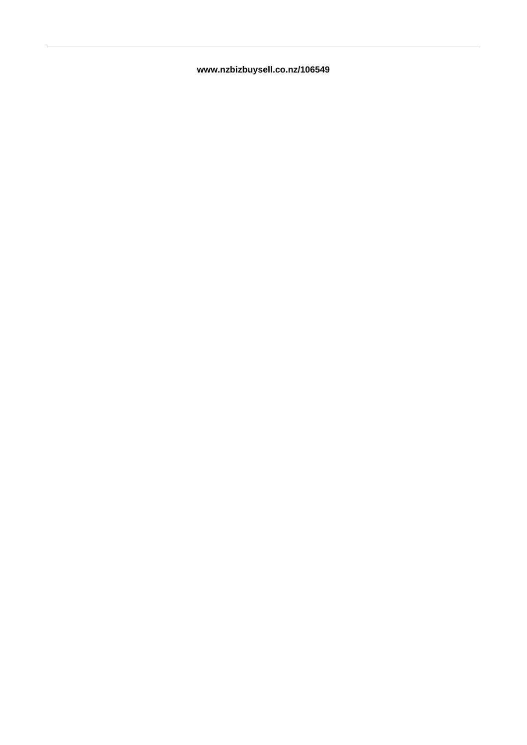**www.nzbizbuysell.co.nz/106549**